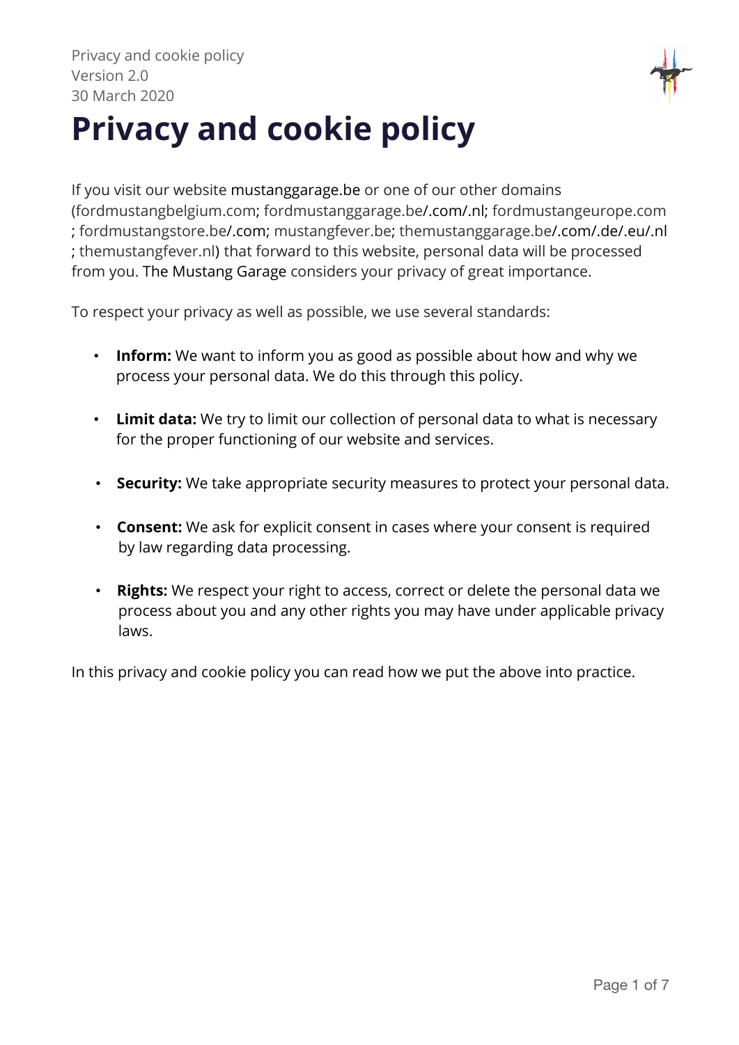Privacy and cookie policy
Version 2.0
30 March 2020

# Privacy and cookie policy

If you visit our website mustanggarage.be or one of our other domains (fordmustangbelgium.com; fordmustanggarage.be/.com/.nl; fordmustangeurope.com ; fordmustangstore.be/.com; mustangfever.be; themustanggarage.be/.com/.de/.eu/.nl ; themustangfever.nl) that forward to this website, personal data will be processed from you. The Mustang Garage considers your privacy of great importance.

To respect your privacy as well as possible, we use several standards:

- **Inform:** We want to inform you as good as possible about how and why we process your personal data. We do this through this policy.
- **Limit data:** We try to limit our collection of personal data to what is necessary for the proper functioning of our website and services.
- **Security:** We take appropriate security measures to protect your personal data.
- **Consent:** We ask for explicit consent in cases where your consent is required by law regarding data processing.
- **Rights:** We respect your right to access, correct or delete the personal data we process about you and any other rights you may have under applicable privacy laws.

In this privacy and cookie policy you can read how we put the above into practice.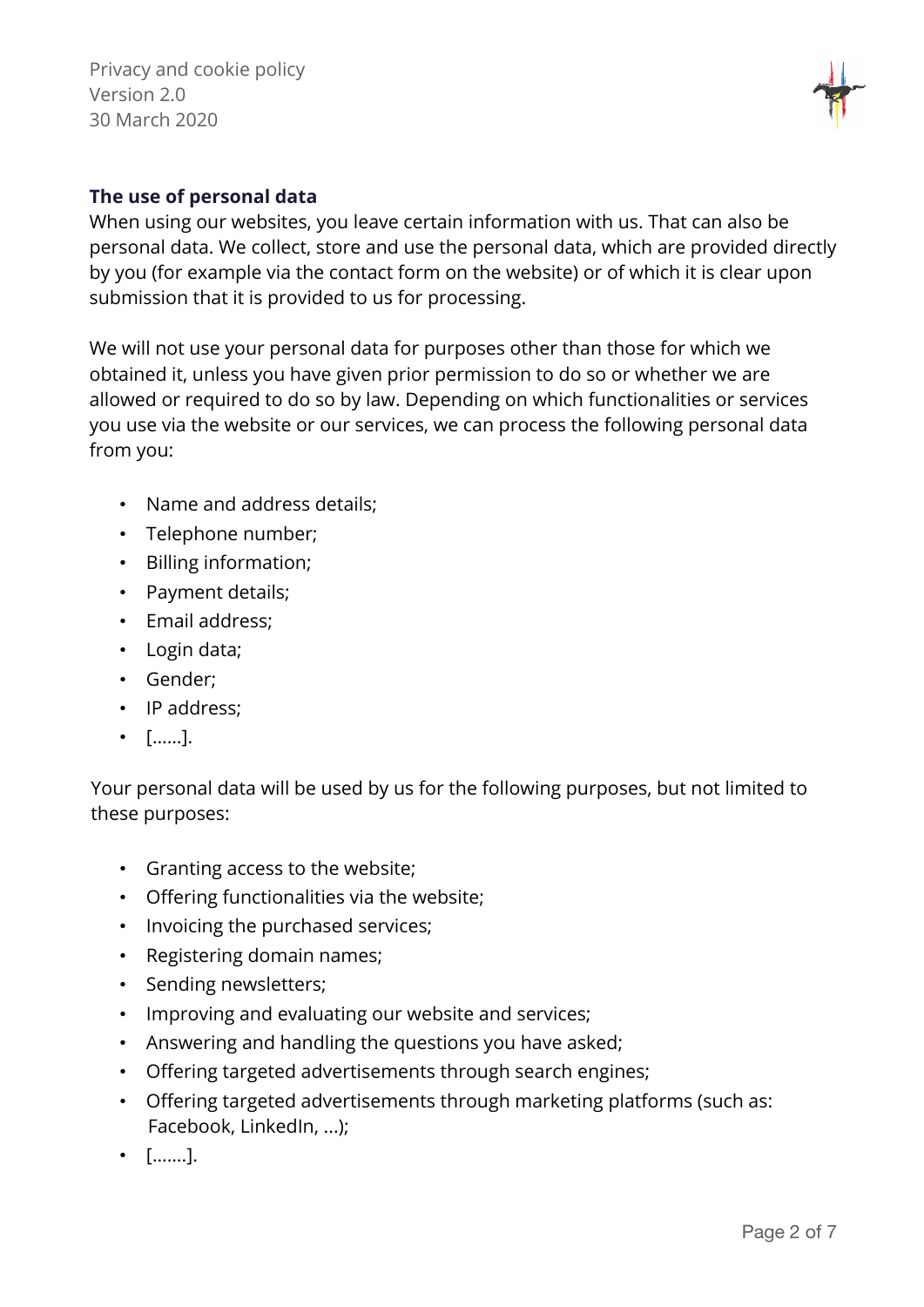## The use of personal data

When using our websites, you leave certain information with us. That can also be personal data. We collect, store and use the personal data, which are provided directly by you (for example via the contact form on the website) or of which it is clear upon submission that it is provided to us for processing.

We will not use your personal data for purposes other than those for which we obtained it, unless you have given prior permission to do so or whether we are allowed or required to do so by law. Depending on which functionalities or services you use via the website or our services, we can process the following personal data from you:

- Name and address details;
- Telephone number;
- Billing information;
- Payment details;
- Email address;
- Login data;
- Gender;
- IP address;
- [……].

Your personal data will be used by us for the following purposes, but not limited to these purposes:

- Granting access to the website;
- Offering functionalities via the website;
- Invoicing the purchased services;
- Registering domain names;
- Sending newsletters;
- Improving and evaluating our website and services;
- Answering and handling the questions you have asked;
- Offering targeted advertisements through search engines;
- Offering targeted advertisements through marketing platforms (such as: Facebook, LinkedIn, …);
- […….].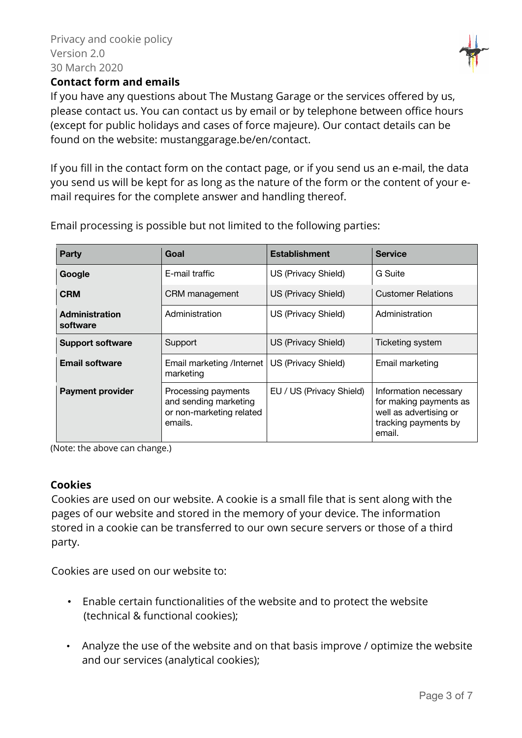## Contact form and emails

If you have any questions about The Mustang Garage or the services offered by us, please contact us. You can contact us by email or by telephone between office hours (except for public holidays and cases of force majeure). Our contact details can be found on the website: mustanggarage.be/en/contact.

If you fill in the contact form on the contact page, or if you send us an e-mail, the data you send us will be kept for as long as the nature of the form or the content of your e-mail requires for the complete answer and handling thereof.

Email processing is possible but not limited to the following parties:

| Party | Goal | Establishment | Service |
|---|---|---|---|
| **Google** | E-mail traffic | US (Privacy Shield) | G Suite |
| **CRM** | CRM management | US (Privacy Shield) | Customer Relations |
| **Administration software** | Administration | US (Privacy Shield) | Administration |
| **Support software** | Support | US (Privacy Shield) | Ticketing system |
| **Email software** | Email marketing /Internet marketing | US (Privacy Shield) | Email marketing |
| **Payment provider** | Processing payments and sending marketing or non-marketing related emails. | EU / US (Privacy Shield) | Information necessary for making payments as well as advertising or tracking payments by email. |

(Note: the above can change.)

## Cookies

Cookies are used on our website. A cookie is a small file that is sent along with the pages of our website and stored in the memory of your device. The information stored in a cookie can be transferred to our own secure servers or those of a third party.

Cookies are used on our website to:

- Enable certain functionalities of the website and to protect the website (technical & functional cookies);
- Analyze the use of the website and on that basis improve / optimize the website and our services (analytical cookies);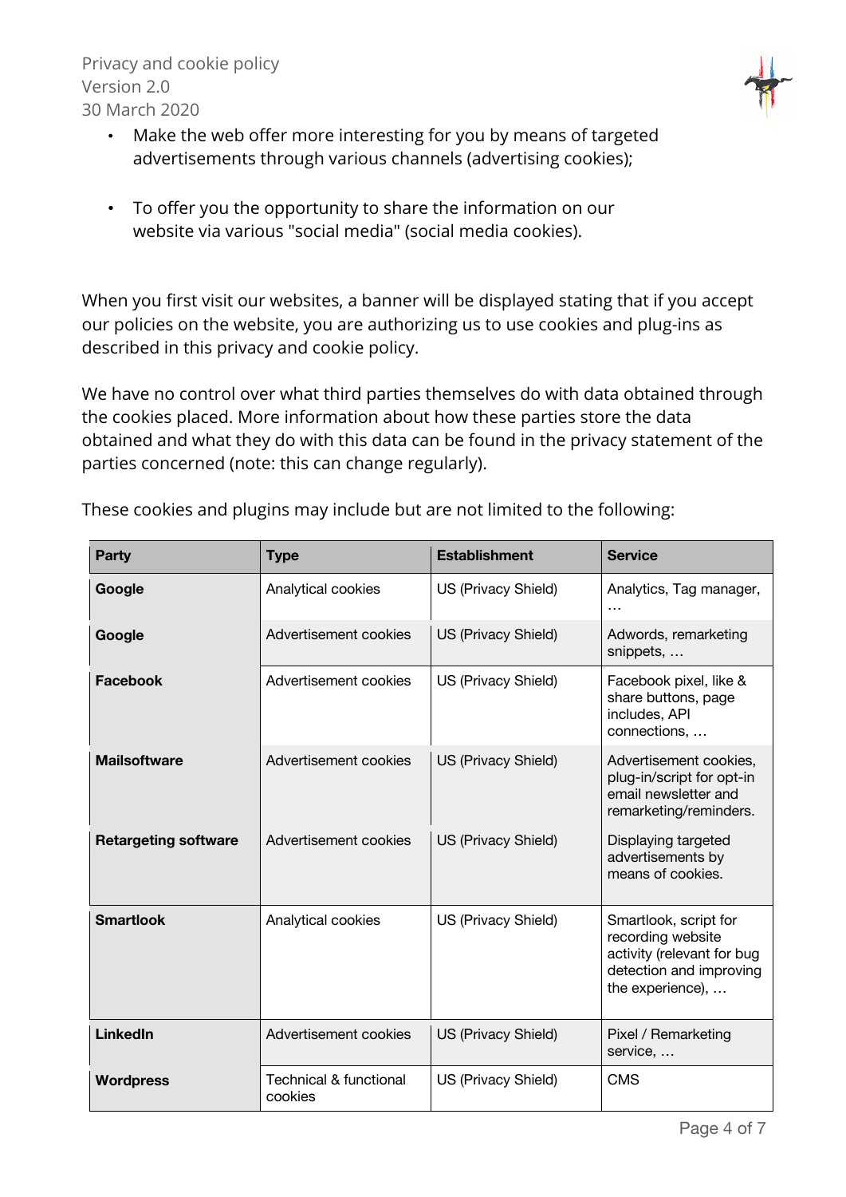- Make the web offer more interesting for you by means of targeted advertisements through various channels (advertising cookies);

- To offer you the opportunity to share the information on our website via various "social media" (social media cookies).

When you first visit our websites, a banner will be displayed stating that if you accept our policies on the website, you are authorizing us to use cookies and plug-ins as described in this privacy and cookie policy.

We have no control over what third parties themselves do with data obtained through the cookies placed. More information about how these parties store the data obtained and what they do with this data can be found in the privacy statement of the parties concerned (note: this can change regularly).

These cookies and plugins may include but are not limited to the following:

| Party | Type | Establishment | Service |
|---|---|---|---|
| **Google** | Analytical cookies | US (Privacy Shield) | Analytics, Tag manager, … |
| **Google** | Advertisement cookies | US (Privacy Shield) | Adwords, remarketing snippets, … |
| **Facebook** | Advertisement cookies | US (Privacy Shield) | Facebook pixel, like & share buttons, page includes, API connections, … |
| **Mailsoftware** | Advertisement cookies | US (Privacy Shield) | Advertisement cookies, plug-in/script for opt-in email newsletter and remarketing/reminders. |
| **Retargeting software** | Advertisement cookies | US (Privacy Shield) | Displaying targeted advertisements by means of cookies. |
| **Smartlook** | Analytical cookies | US (Privacy Shield) | Smartlook, script for recording website activity (relevant for bug detection and improving the experience), … |
| **LinkedIn** | Advertisement cookies | US (Privacy Shield) | Pixel / Remarketing service, … |
| **Wordpress** | Technical & functional cookies | US (Privacy Shield) | CMS |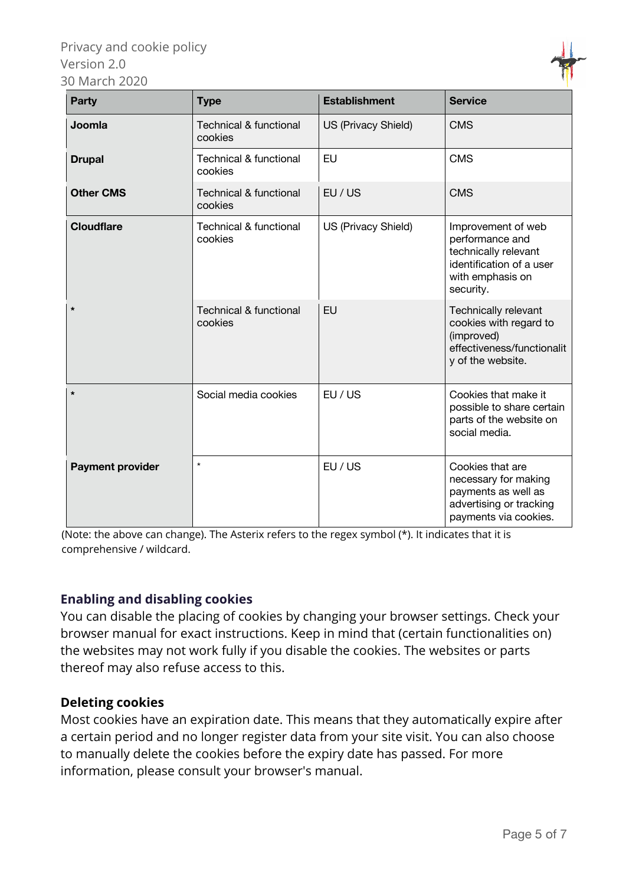| Party | Type | Establishment | Service |
|---|---|---|---|
| **Joomla** | Technical & functional cookies | US (Privacy Shield) | CMS |
| **Drupal** | Technical & functional cookies | EU | CMS |
| **Other CMS** | Technical & functional cookies | EU / US | CMS |
| **Cloudflare** | Technical & functional cookies | US (Privacy Shield) | Improvement of web performance and technically relevant identification of a user with emphasis on security. |
| * | Technical & functional cookies | EU | Technically relevant cookies with regard to (improved) effectiveness/functionality of the website. |
| * | Social media cookies | EU / US | Cookies that make it possible to share certain parts of the website on social media. |
| **Payment provider** | * | EU / US | Cookies that are necessary for making payments as well as advertising or tracking payments via cookies. |

(Note: the above can change). The Asterix refers to the regex symbol (*). It indicates that it is comprehensive / wildcard.

### Enabling and disabling cookies

You can disable the placing of cookies by changing your browser settings. Check your browser manual for exact instructions. Keep in mind that (certain functionalities on) the websites may not work fully if you disable the cookies. The websites or parts thereof may also refuse access to this.

### Deleting cookies

Most cookies have an expiration date. This means that they automatically expire after a certain period and no longer register data from your site visit. You can also choose to manually delete the cookies before the expiry date has passed. For more information, please consult your browser's manual.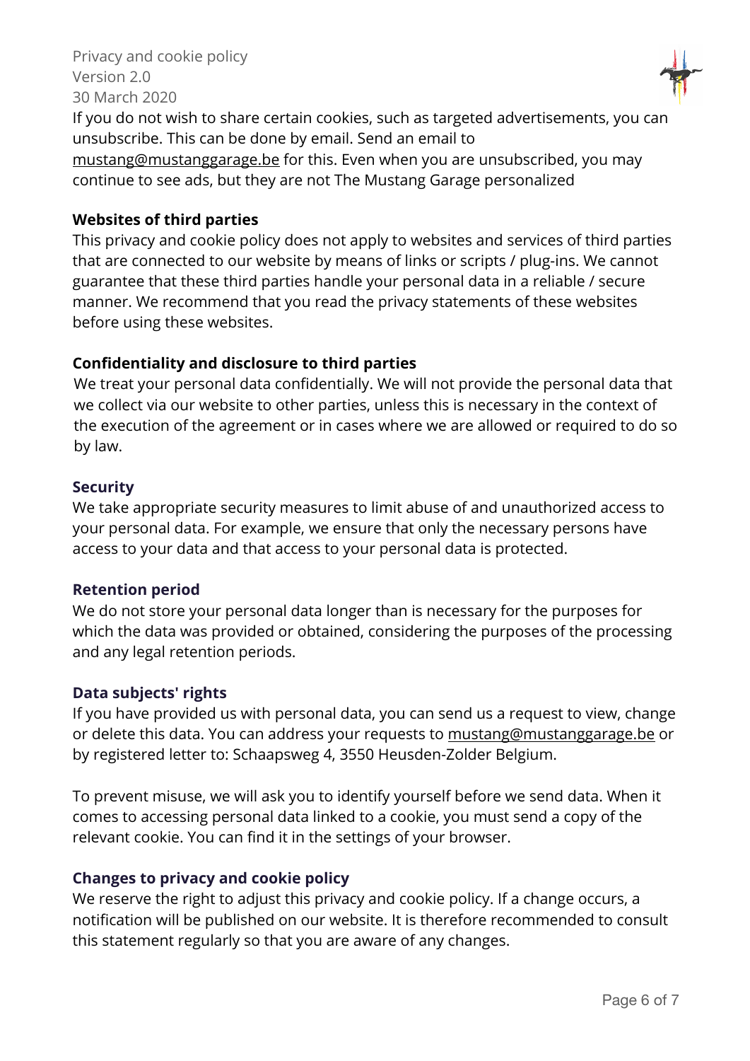If you do not wish to share certain cookies, such as targeted advertisements, you can unsubscribe. This can be done by email. Send an email to mustang@mustanggarage.be for this. Even when you are unsubscribed, you may continue to see ads, but they are not The Mustang Garage personalized

**Websites of third parties**

This privacy and cookie policy does not apply to websites and services of third parties that are connected to our website by means of links or scripts / plug-ins. We cannot guarantee that these third parties handle your personal data in a reliable / secure manner. We recommend that you read the privacy statements of these websites before using these websites.

**Confidentiality and disclosure to third parties**

We treat your personal data confidentially. We will not provide the personal data that we collect via our website to other parties, unless this is necessary in the context of the execution of the agreement or in cases where we are allowed or required to do so by law.

**Security**

We take appropriate security measures to limit abuse of and unauthorized access to your personal data. For example, we ensure that only the necessary persons have access to your data and that access to your personal data is protected.

**Retention period**

We do not store your personal data longer than is necessary for the purposes for which the data was provided or obtained, considering the purposes of the processing and any legal retention periods.

**Data subjects' rights**

If you have provided us with personal data, you can send us a request to view, change or delete this data. You can address your requests to mustang@mustanggarage.be or by registered letter to: Schaapsweg 4, 3550 Heusden-Zolder Belgium.

To prevent misuse, we will ask you to identify yourself before we send data. When it comes to accessing personal data linked to a cookie, you must send a copy of the relevant cookie. You can find it in the settings of your browser.

**Changes to privacy and cookie policy**

We reserve the right to adjust this privacy and cookie policy. If a change occurs, a notification will be published on our website. It is therefore recommended to consult this statement regularly so that you are aware of any changes.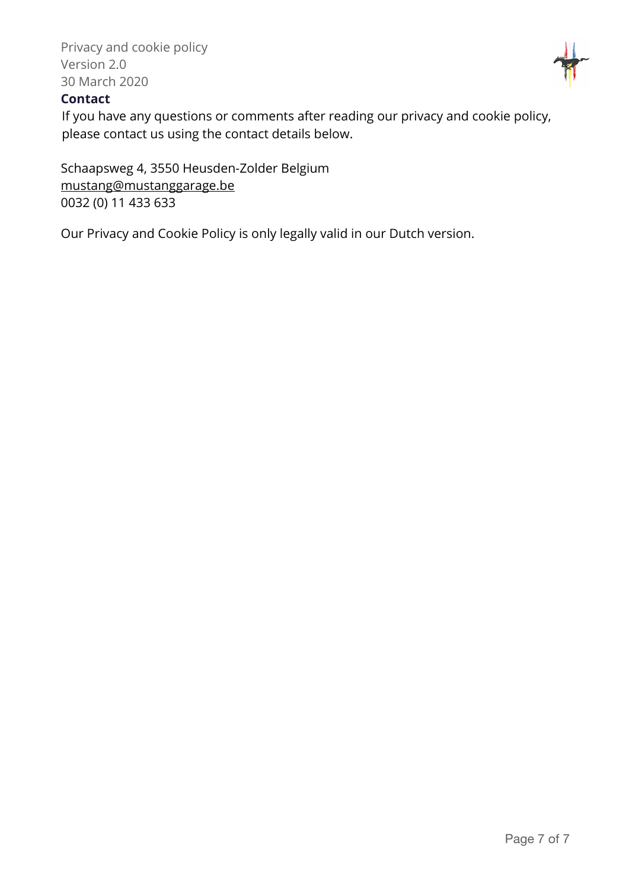## Contact

If you have any questions or comments after reading our privacy and cookie policy, please contact us using the contact details below.

Schaapsweg 4, 3550 Heusden-Zolder Belgium
mustang@mustanggarage.be
0032 (0) 11 433 633

Our Privacy and Cookie Policy is only legally valid in our Dutch version.